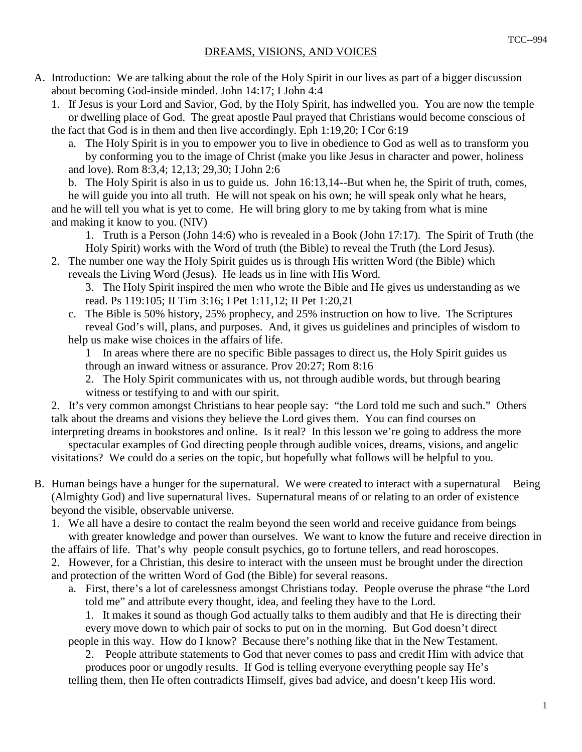# DREAMS, VISIONS, AND VOICES

A. Introduction: We are talking about the role of the Holy Spirit in our lives as part of a bigger discussion about becoming God-inside minded. John 14:17; I John 4:4

1. If Jesus is your Lord and Savior, God, by the Holy Spirit, has indwelled you. You are now the temple or dwelling place of God. The great apostle Paul prayed that Christians would become conscious of the fact that God is in them and then live accordingly. Eph 1:19,20; I Cor 6:19

   a. The Holy Spirit is in you to empower you to live in obedience to God as well as to transform you by conforming you to the image of Christ (make you like Jesus in character and power, holiness and love). Rom 8:3,4; 12,13; 29,30; I John 2:6

   b. The Holy Spirit is also in us to guide us. John 16:13,14--But when he, the Spirit of truth, comes, he will guide you into all truth. He will not speak on his own; he will speak only what he hears, and he will tell you what is yet to come. He will bring glory to me by taking from what is mine and making it know to you. (NIV)

      1. Truth is a Person (John 14:6) who is revealed in a Book (John 17:17). The Spirit of Truth (the Holy Spirit) works with the Word of truth (the Bible) to reveal the Truth (the Lord Jesus).

2. The number one way the Holy Spirit guides us is through His written Word (the Bible) which reveals the Living Word (Jesus). He leads us in line with His Word.

   3. The Holy Spirit inspired the men who wrote the Bible and He gives us understanding as we read. Ps 119:105; II Tim 3:16; I Pet 1:11,12; II Pet 1:20,21

   c. The Bible is 50% history, 25% prophecy, and 25% instruction on how to live. The Scriptures reveal God's will, plans, and purposes. And, it gives us guidelines and principles of wisdom to help us make wise choices in the affairs of life.

      1 In areas where there are no specific Bible passages to direct us, the Holy Spirit guides us through an inward witness or assurance. Prov 20:27; Rom 8:16

      2. The Holy Spirit communicates with us, not through audible words, but through bearing witness or testifying to and with our spirit.

2. It's very common amongst Christians to hear people say: "the Lord told me such and such." Others talk about the dreams and visions they believe the Lord gives them. You can find courses on interpreting dreams in bookstores and online. Is it real? In this lesson we're going to address the more spectacular examples of God directing people through audible voices, dreams, visions, and angelic visitations? We could do a series on the topic, but hopefully what follows will be helpful to you.

B. Human beings have a hunger for the supernatural. We were created to interact with a supernatural Being (Almighty God) and live supernatural lives. Supernatural means of or relating to an order of existence beyond the visible, observable universe.

1. We all have a desire to contact the realm beyond the seen world and receive guidance from beings with greater knowledge and power than ourselves. We want to know the future and receive direction in the affairs of life. That's why people consult psychics, go to fortune tellers, and read horoscopes.

2. However, for a Christian, this desire to interact with the unseen must be brought under the direction and protection of the written Word of God (the Bible) for several reasons.

   a. First, there's a lot of carelessness amongst Christians today. People overuse the phrase "the Lord told me" and attribute every thought, idea, and feeling they have to the Lord.

      1. It makes it sound as though God actually talks to them audibly and that He is directing their every move down to which pair of socks to put on in the morning. But God doesn't direct people in this way. How do I know? Because there's nothing like that in the New Testament.

      2. People attribute statements to God that never comes to pass and credit Him with advice that produces poor or ungodly results. If God is telling everyone everything people say He's telling them, then He often contradicts Himself, gives bad advice, and doesn't keep His word.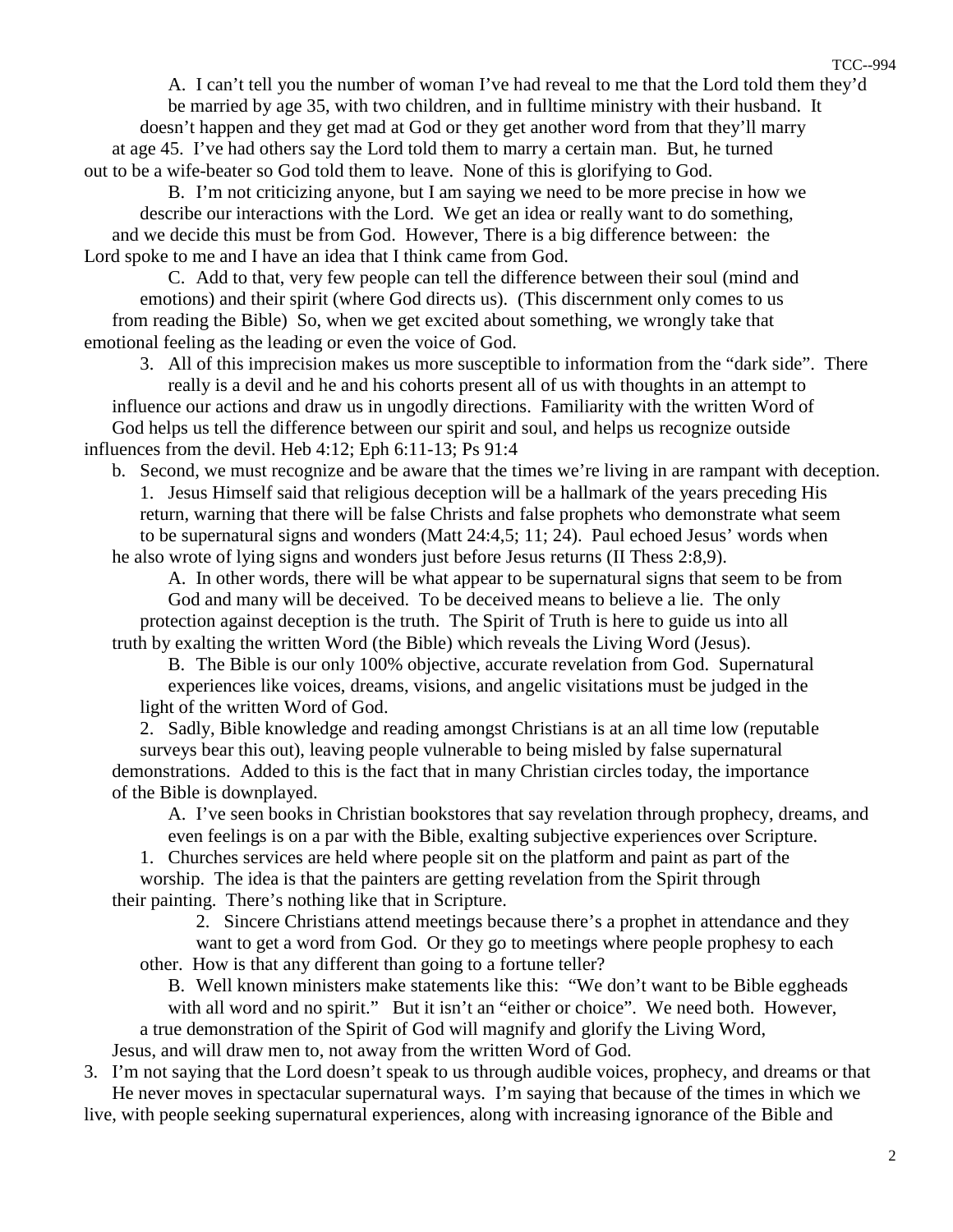A. I can't tell you the number of woman I've had reveal to me that the Lord told them they'd be married by age 35, with two children, and in fulltime ministry with their husband. It doesn't happen and they get mad at God or they get another word from that they'll marry at age 45. I've had others say the Lord told them to marry a certain man. But, he turned out to be a wife-beater so God told them to leave. None of this is glorifying to God.

B. I'm not criticizing anyone, but I am saying we need to be more precise in how we describe our interactions with the Lord. We get an idea or really want to do something, and we decide this must be from God. However, There is a big difference between: the Lord spoke to me and I have an idea that I think came from God.

C. Add to that, very few people can tell the difference between their soul (mind and emotions) and their spirit (where God directs us). (This discernment only comes to us from reading the Bible) So, when we get excited about something, we wrongly take that emotional feeling as the leading or even the voice of God.

3. All of this imprecision makes us more susceptible to information from the "dark side". There really is a devil and he and his cohorts present all of us with thoughts in an attempt to influence our actions and draw us in ungodly directions. Familiarity with the written Word of God helps us tell the difference between our spirit and soul, and helps us recognize outside influences from the devil. Heb 4:12; Eph 6:11-13; Ps 91:4

b. Second, we must recognize and be aware that the times we're living in are rampant with deception.

1. Jesus Himself said that religious deception will be a hallmark of the years preceding His return, warning that there will be false Christs and false prophets who demonstrate what seem to be supernatural signs and wonders (Matt 24:4,5; 11; 24). Paul echoed Jesus' words when he also wrote of lying signs and wonders just before Jesus returns (II Thess 2:8,9).

A. In other words, there will be what appear to be supernatural signs that seem to be from God and many will be deceived. To be deceived means to believe a lie. The only protection against deception is the truth. The Spirit of Truth is here to guide us into all truth by exalting the written Word (the Bible) which reveals the Living Word (Jesus).

B. The Bible is our only 100% objective, accurate revelation from God. Supernatural experiences like voices, dreams, visions, and angelic visitations must be judged in the light of the written Word of God.

2. Sadly, Bible knowledge and reading amongst Christians is at an all time low (reputable surveys bear this out), leaving people vulnerable to being misled by false supernatural demonstrations. Added to this is the fact that in many Christian circles today, the importance of the Bible is downplayed.

A. I've seen books in Christian bookstores that say revelation through prophecy, dreams, and even feelings is on a par with the Bible, exalting subjective experiences over Scripture.

1. Churches services are held where people sit on the platform and paint as part of the worship. The idea is that the painters are getting revelation from the Spirit through their painting. There's nothing like that in Scripture.

2. Sincere Christians attend meetings because there's a prophet in attendance and they want to get a word from God. Or they go to meetings where people prophesy to each other. How is that any different than going to a fortune teller?

B. Well known ministers make statements like this: "We don't want to be Bible eggheads with all word and no spirit." But it isn't an "either or choice". We need both. However, a true demonstration of the Spirit of God will magnify and glorify the Living Word, Jesus, and will draw men to, not away from the written Word of God.

3. I'm not saying that the Lord doesn't speak to us through audible voices, prophecy, and dreams or that He never moves in spectacular supernatural ways. I'm saying that because of the times in which we live, with people seeking supernatural experiences, along with increasing ignorance of the Bible and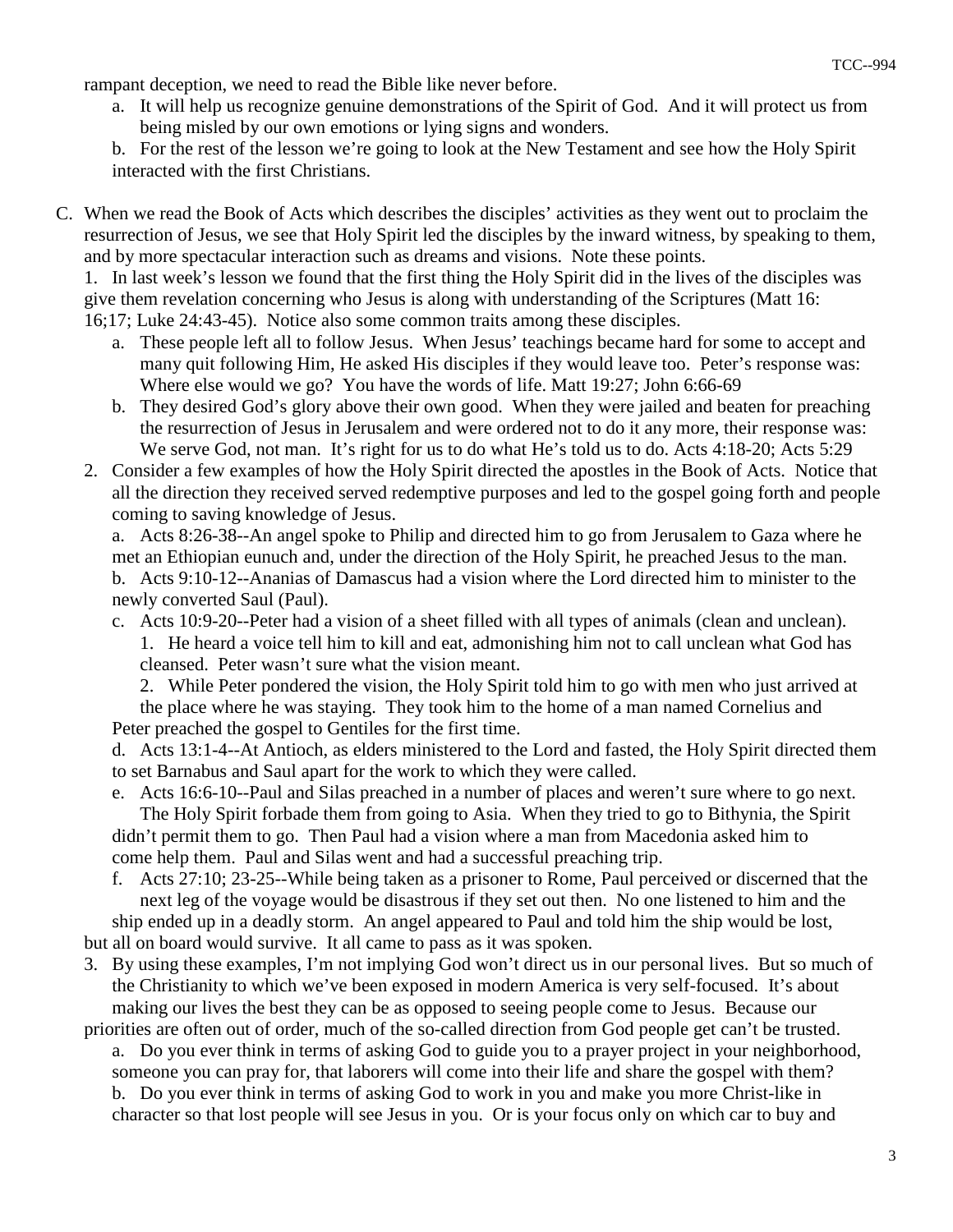rampant deception, we need to read the Bible like never before.

a. It will help us recognize genuine demonstrations of the Spirit of God. And it will protect us from being misled by our own emotions or lying signs and wonders.

b. For the rest of the lesson we're going to look at the New Testament and see how the Holy Spirit interacted with the first Christians.

C. When we read the Book of Acts which describes the disciples' activities as they went out to proclaim the resurrection of Jesus, we see that Holy Spirit led the disciples by the inward witness, by speaking to them, and by more spectacular interaction such as dreams and visions. Note these points.

1. In last week's lesson we found that the first thing the Holy Spirit did in the lives of the disciples was give them revelation concerning who Jesus is along with understanding of the Scriptures (Matt 16: 16;17; Luke 24:43-45). Notice also some common traits among these disciples.

   a. These people left all to follow Jesus. When Jesus' teachings became hard for some to accept and many quit following Him, He asked His disciples if they would leave too. Peter's response was: Where else would we go? You have the words of life. Matt 19:27; John 6:66-69

   b. They desired God's glory above their own good. When they were jailed and beaten for preaching the resurrection of Jesus in Jerusalem and were ordered not to do it any more, their response was: We serve God, not man. It's right for us to do what He's told us to do. Acts 4:18-20; Acts 5:29

2. Consider a few examples of how the Holy Spirit directed the apostles in the Book of Acts. Notice that all the direction they received served redemptive purposes and led to the gospel going forth and people coming to saving knowledge of Jesus.

   a. Acts 8:26-38--An angel spoke to Philip and directed him to go from Jerusalem to Gaza where he met an Ethiopian eunuch and, under the direction of the Holy Spirit, he preached Jesus to the man.

   b. Acts 9:10-12--Ananias of Damascus had a vision where the Lord directed him to minister to the newly converted Saul (Paul).

   c. Acts 10:9-20--Peter had a vision of a sheet filled with all types of animals (clean and unclean).

      1. He heard a voice tell him to kill and eat, admonishing him not to call unclean what God has cleansed. Peter wasn't sure what the vision meant.

      2. While Peter pondered the vision, the Holy Spirit told him to go with men who just arrived at the place where he was staying. They took him to the home of a man named Cornelius and Peter preached the gospel to Gentiles for the first time.

   d. Acts 13:1-4--At Antioch, as elders ministered to the Lord and fasted, the Holy Spirit directed them to set Barnabus and Saul apart for the work to which they were called.

   e. Acts 16:6-10--Paul and Silas preached in a number of places and weren't sure where to go next. The Holy Spirit forbade them from going to Asia. When they tried to go to Bithynia, the Spirit didn't permit them to go. Then Paul had a vision where a man from Macedonia asked him to come help them. Paul and Silas went and had a successful preaching trip.

   f. Acts 27:10; 23-25--While being taken as a prisoner to Rome, Paul perceived or discerned that the next leg of the voyage would be disastrous if they set out then. No one listened to him and the ship ended up in a deadly storm. An angel appeared to Paul and told him the ship would be lost, but all on board would survive. It all came to pass as it was spoken.

3. By using these examples, I'm not implying God won't direct us in our personal lives. But so much of the Christianity to which we've been exposed in modern America is very self-focused. It's about making our lives the best they can be as opposed to seeing people come to Jesus. Because our priorities are often out of order, much of the so-called direction from God people get can't be trusted.

   a. Do you ever think in terms of asking God to guide you to a prayer project in your neighborhood, someone you can pray for, that laborers will come into their life and share the gospel with them?

   b. Do you ever think in terms of asking God to work in you and make you more Christ-like in character so that lost people will see Jesus in you. Or is your focus only on which car to buy and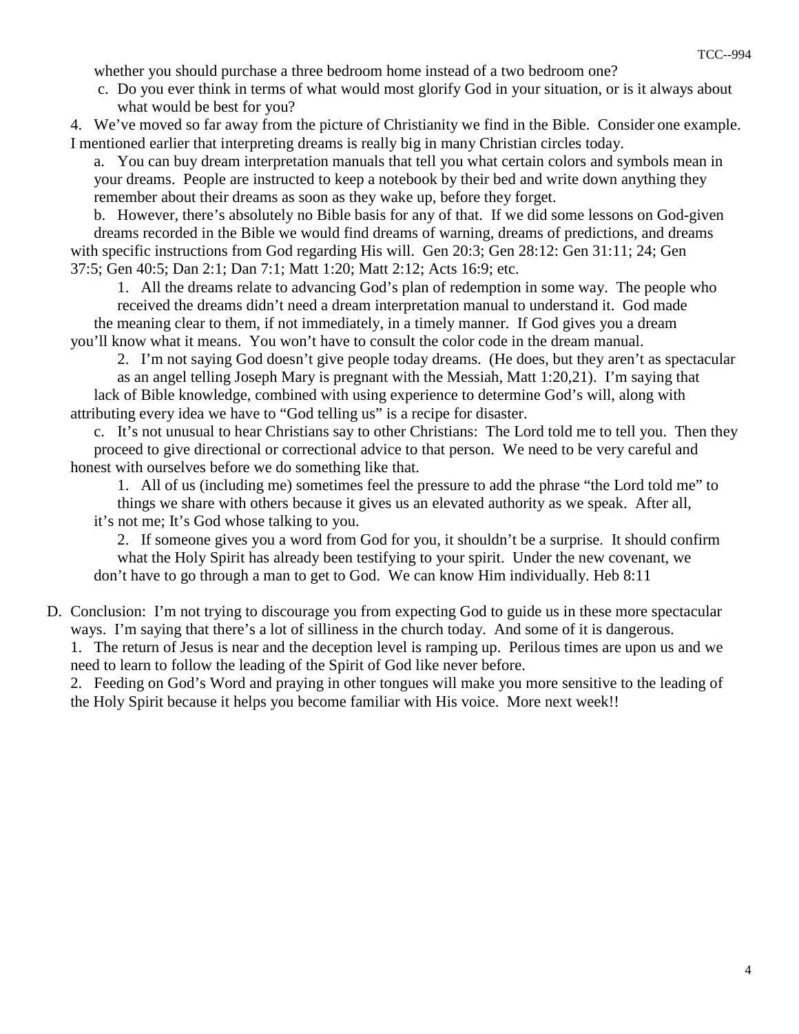whether you should purchase a three bedroom home instead of a two bedroom one?

c. Do you ever think in terms of what would most glorify God in your situation, or is it always about what would be best for you?

4. We've moved so far away from the picture of Christianity we find in the Bible. Consider one example. I mentioned earlier that interpreting dreams is really big in many Christian circles today.

a. You can buy dream interpretation manuals that tell you what certain colors and symbols mean in your dreams. People are instructed to keep a notebook by their bed and write down anything they remember about their dreams as soon as they wake up, before they forget.

b. However, there's absolutely no Bible basis for any of that. If we did some lessons on God-given dreams recorded in the Bible we would find dreams of warning, dreams of predictions, and dreams with specific instructions from God regarding His will. Gen 20:3; Gen 28:12: Gen 31:11; 24; Gen 37:5; Gen 40:5; Dan 2:1; Dan 7:1; Matt 1:20; Matt 2:12; Acts 16:9; etc.

1. All the dreams relate to advancing God's plan of redemption in some way. The people who received the dreams didn't need a dream interpretation manual to understand it. God made the meaning clear to them, if not immediately, in a timely manner. If God gives you a dream you'll know what it means. You won't have to consult the color code in the dream manual.

2. I'm not saying God doesn't give people today dreams. (He does, but they aren't as spectacular as an angel telling Joseph Mary is pregnant with the Messiah, Matt 1:20,21). I'm saying that lack of Bible knowledge, combined with using experience to determine God's will, along with attributing every idea we have to "God telling us" is a recipe for disaster.

c. It's not unusual to hear Christians say to other Christians: The Lord told me to tell you. Then they proceed to give directional or correctional advice to that person. We need to be very careful and honest with ourselves before we do something like that.

1. All of us (including me) sometimes feel the pressure to add the phrase "the Lord told me" to things we share with others because it gives us an elevated authority as we speak. After all, it's not me; It's God whose talking to you.

2. If someone gives you a word from God for you, it shouldn't be a surprise. It should confirm what the Holy Spirit has already been testifying to your spirit. Under the new covenant, we don't have to go through a man to get to God. We can know Him individually. Heb 8:11

D. Conclusion: I'm not trying to discourage you from expecting God to guide us in these more spectacular ways. I'm saying that there's a lot of silliness in the church today. And some of it is dangerous.

1. The return of Jesus is near and the deception level is ramping up. Perilous times are upon us and we need to learn to follow the leading of the Spirit of God like never before.

2. Feeding on God's Word and praying in other tongues will make you more sensitive to the leading of the Holy Spirit because it helps you become familiar with His voice. More next week!!